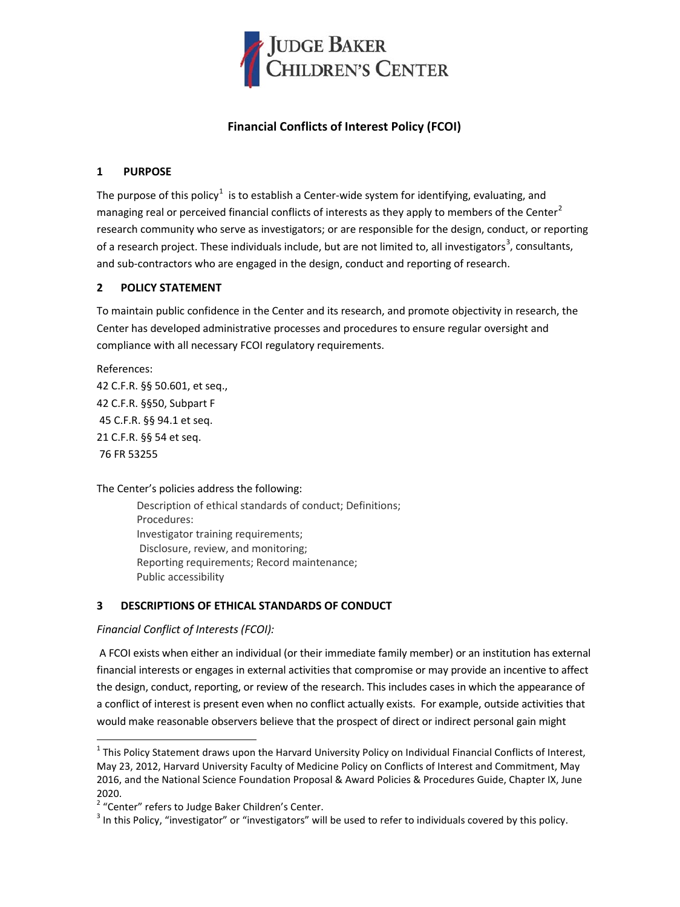JUDGE BAKER CHILDREN'S CENTER

# Financial Conflicts of Interest Policy (FCOI)

## 1 PURPOSE

The purpose of this policy[1] is to establish a Center-wide system for identifying, evaluating, and managing real or perceived financial conflicts of interests as they apply to members of the Center[2] research community who serve as investigators; or are responsible for the design, conduct, or reporting of a research project. These individuals include, but are not limited to, all investigators[3], consultants, and sub-contractors who are engaged in the design, conduct and reporting of research.

## 2 POLICY STATEMENT

To maintain public confidence in the Center and its research, and promote objectivity in research, the Center has developed administrative processes and procedures to ensure regular oversight and compliance with all necessary FCOI regulatory requirements.

References:
42 C.F.R. §§ 50.601, et seq.,
42 C.F.R. §§50, Subpart F
45 C.F.R. §§ 94.1 et seq.
21 C.F.R. §§ 54 et seq.
76 FR 53255

The Center's policies address the following:

> Description of ethical standards of conduct; Definitions;
> Procedures:
> Investigator training requirements;
> Disclosure, review, and monitoring;
> Reporting requirements; Record maintenance;
> Public accessibility

## 3 DESCRIPTIONS OF ETHICAL STANDARDS OF CONDUCT

*Financial Conflict of Interests (FCOI):*

A FCOI exists when either an individual (or their immediate family member) or an institution has external financial interests or engages in external activities that compromise or may provide an incentive to affect the design, conduct, reporting, or review of the research. This includes cases in which the appearance of a conflict of interest is present even when no conflict actually exists. For example, outside activities that would make reasonable observers believe that the prospect of direct or indirect personal gain might

---

[1] This Policy Statement draws upon the Harvard University Policy on Individual Financial Conflicts of Interest, May 23, 2012, Harvard University Faculty of Medicine Policy on Conflicts of Interest and Commitment, May 2016, and the National Science Foundation Proposal & Award Policies & Procedures Guide, Chapter IX, June 2020.

[2] "Center" refers to Judge Baker Children's Center.

[3] In this Policy, "investigator" or "investigators" will be used to refer to individuals covered by this policy.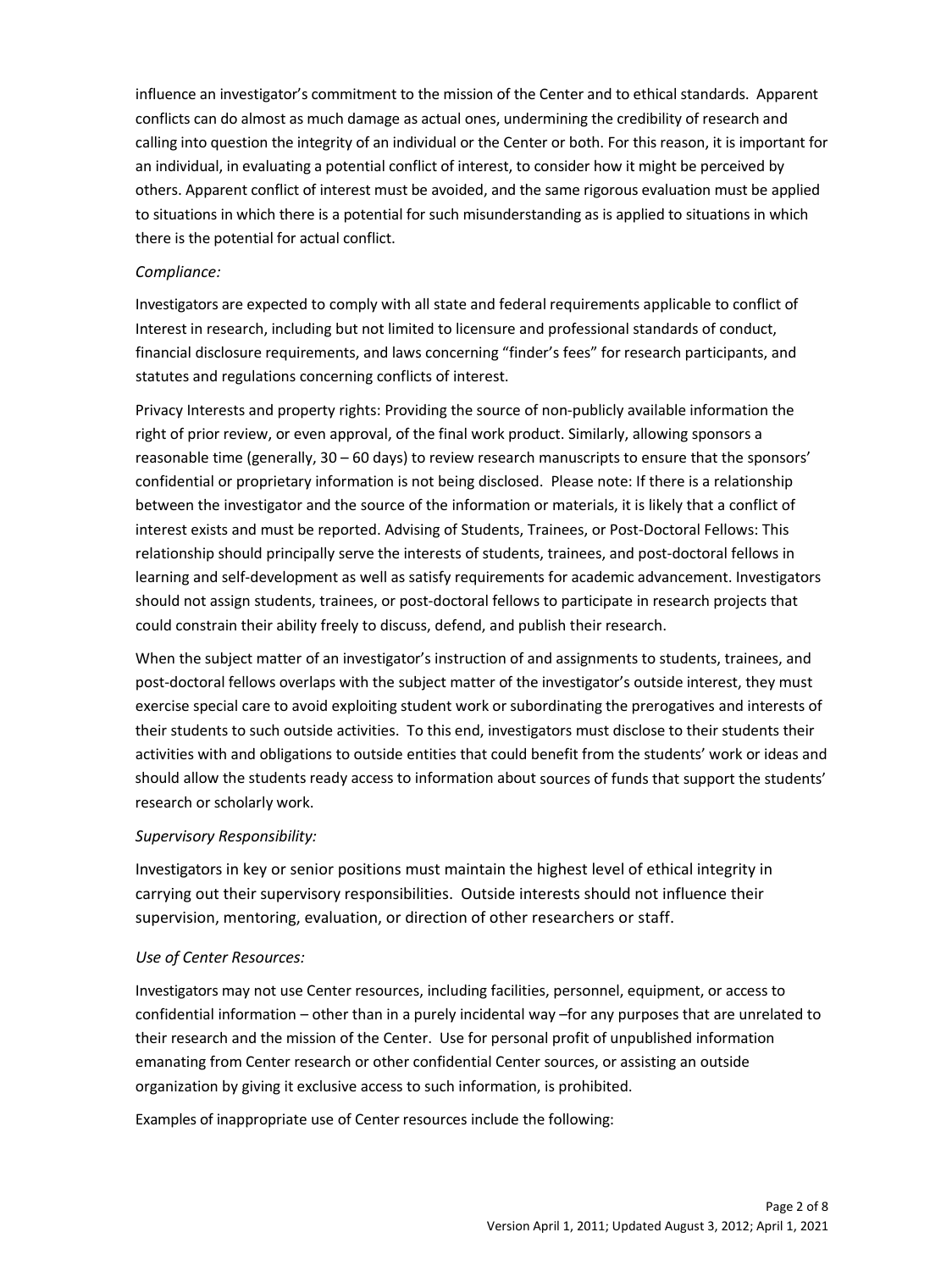influence an investigator's commitment to the mission of the Center and to ethical standards. Apparent conflicts can do almost as much damage as actual ones, undermining the credibility of research and calling into question the integrity of an individual or the Center or both. For this reason, it is important for an individual, in evaluating a potential conflict of interest, to consider how it might be perceived by others. Apparent conflict of interest must be avoided, and the same rigorous evaluation must be applied to situations in which there is a potential for such misunderstanding as is applied to situations in which there is the potential for actual conflict.

*Compliance:*

Investigators are expected to comply with all state and federal requirements applicable to conflict of Interest in research, including but not limited to licensure and professional standards of conduct, financial disclosure requirements, and laws concerning "finder's fees" for research participants, and statutes and regulations concerning conflicts of interest.

Privacy Interests and property rights: Providing the source of non-publicly available information the right of prior review, or even approval, of the final work product. Similarly, allowing sponsors a reasonable time (generally, 30 – 60 days) to review research manuscripts to ensure that the sponsors' confidential or proprietary information is not being disclosed. Please note: If there is a relationship between the investigator and the source of the information or materials, it is likely that a conflict of interest exists and must be reported. Advising of Students, Trainees, or Post-Doctoral Fellows: This relationship should principally serve the interests of students, trainees, and post-doctoral fellows in learning and self-development as well as satisfy requirements for academic advancement. Investigators should not assign students, trainees, or post-doctoral fellows to participate in research projects that could constrain their ability freely to discuss, defend, and publish their research.

When the subject matter of an investigator's instruction of and assignments to students, trainees, and post-doctoral fellows overlaps with the subject matter of the investigator's outside interest, they must exercise special care to avoid exploiting student work or subordinating the prerogatives and interests of their students to such outside activities. To this end, investigators must disclose to their students their activities with and obligations to outside entities that could benefit from the students' work or ideas and should allow the students ready access to information about sources of funds that support the students' research or scholarly work.

*Supervisory Responsibility:*

Investigators in key or senior positions must maintain the highest level of ethical integrity in carrying out their supervisory responsibilities. Outside interests should not influence their supervision, mentoring, evaluation, or direction of other researchers or staff.

*Use of Center Resources:*

Investigators may not use Center resources, including facilities, personnel, equipment, or access to confidential information – other than in a purely incidental way –for any purposes that are unrelated to their research and the mission of the Center. Use for personal profit of unpublished information emanating from Center research or other confidential Center sources, or assisting an outside organization by giving it exclusive access to such information, is prohibited.

Examples of inappropriate use of Center resources include the following: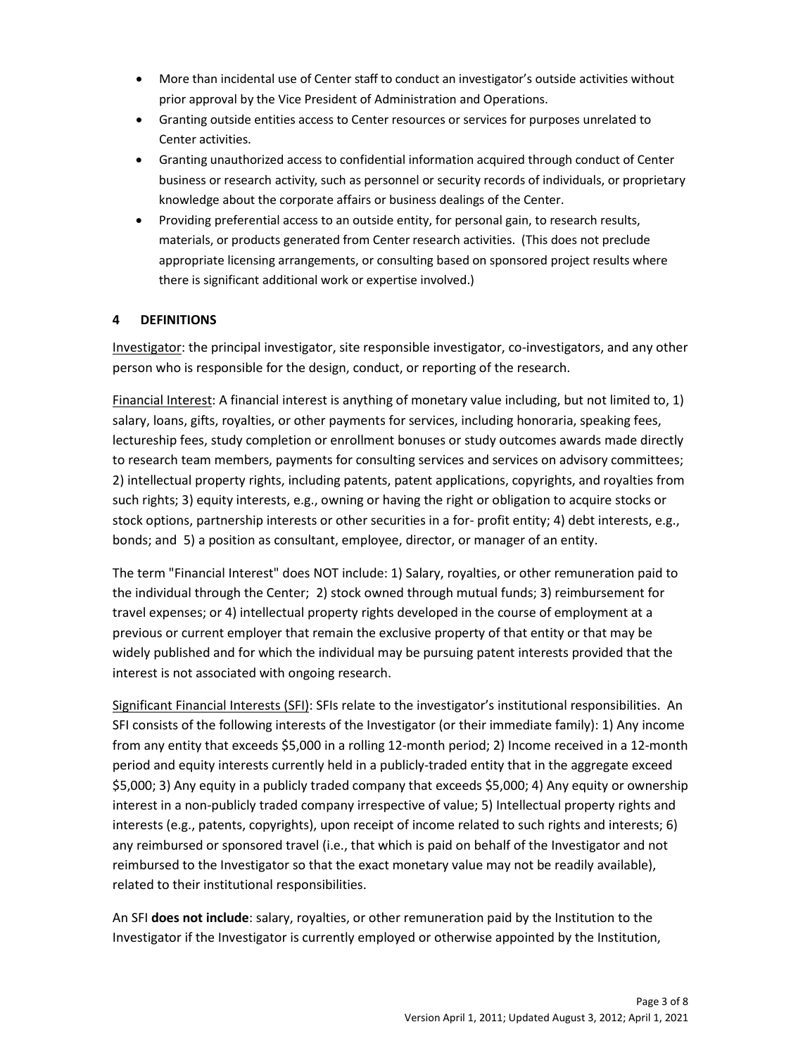- More than incidental use of Center staff to conduct an investigator's outside activities without prior approval by the Vice President of Administration and Operations.
- Granting outside entities access to Center resources or services for purposes unrelated to Center activities.
- Granting unauthorized access to confidential information acquired through conduct of Center business or research activity, such as personnel or security records of individuals, or proprietary knowledge about the corporate affairs or business dealings of the Center.
- Providing preferential access to an outside entity, for personal gain, to research results, materials, or products generated from Center research activities. (This does not preclude appropriate licensing arrangements, or consulting based on sponsored project results where there is significant additional work or expertise involved.)

## 4 DEFINITIONS

Investigator: the principal investigator, site responsible investigator, co-investigators, and any other person who is responsible for the design, conduct, or reporting of the research.

Financial Interest: A financial interest is anything of monetary value including, but not limited to, 1) salary, loans, gifts, royalties, or other payments for services, including honoraria, speaking fees, lectureship fees, study completion or enrollment bonuses or study outcomes awards made directly to research team members, payments for consulting services and services on advisory committees; 2) intellectual property rights, including patents, patent applications, copyrights, and royalties from such rights; 3) equity interests, e.g., owning or having the right or obligation to acquire stocks or stock options, partnership interests or other securities in a for- profit entity; 4) debt interests, e.g., bonds; and 5) a position as consultant, employee, director, or manager of an entity.

The term "Financial Interest" does NOT include: 1) Salary, royalties, or other remuneration paid to the individual through the Center; 2) stock owned through mutual funds; 3) reimbursement for travel expenses; or 4) intellectual property rights developed in the course of employment at a previous or current employer that remain the exclusive property of that entity or that may be widely published and for which the individual may be pursuing patent interests provided that the interest is not associated with ongoing research.

Significant Financial Interests (SFI): SFIs relate to the investigator's institutional responsibilities. An SFI consists of the following interests of the Investigator (or their immediate family): 1) Any income from any entity that exceeds $5,000 in a rolling 12-month period; 2) Income received in a 12-month period and equity interests currently held in a publicly-traded entity that in the aggregate exceed $5,000; 3) Any equity in a publicly traded company that exceeds $5,000; 4) Any equity or ownership interest in a non-publicly traded company irrespective of value; 5) Intellectual property rights and interests (e.g., patents, copyrights), upon receipt of income related to such rights and interests; 6) any reimbursed or sponsored travel (i.e., that which is paid on behalf of the Investigator and not reimbursed to the Investigator so that the exact monetary value may not be readily available), related to their institutional responsibilities.

An SFI **does not include**: salary, royalties, or other remuneration paid by the Institution to the Investigator if the Investigator is currently employed or otherwise appointed by the Institution,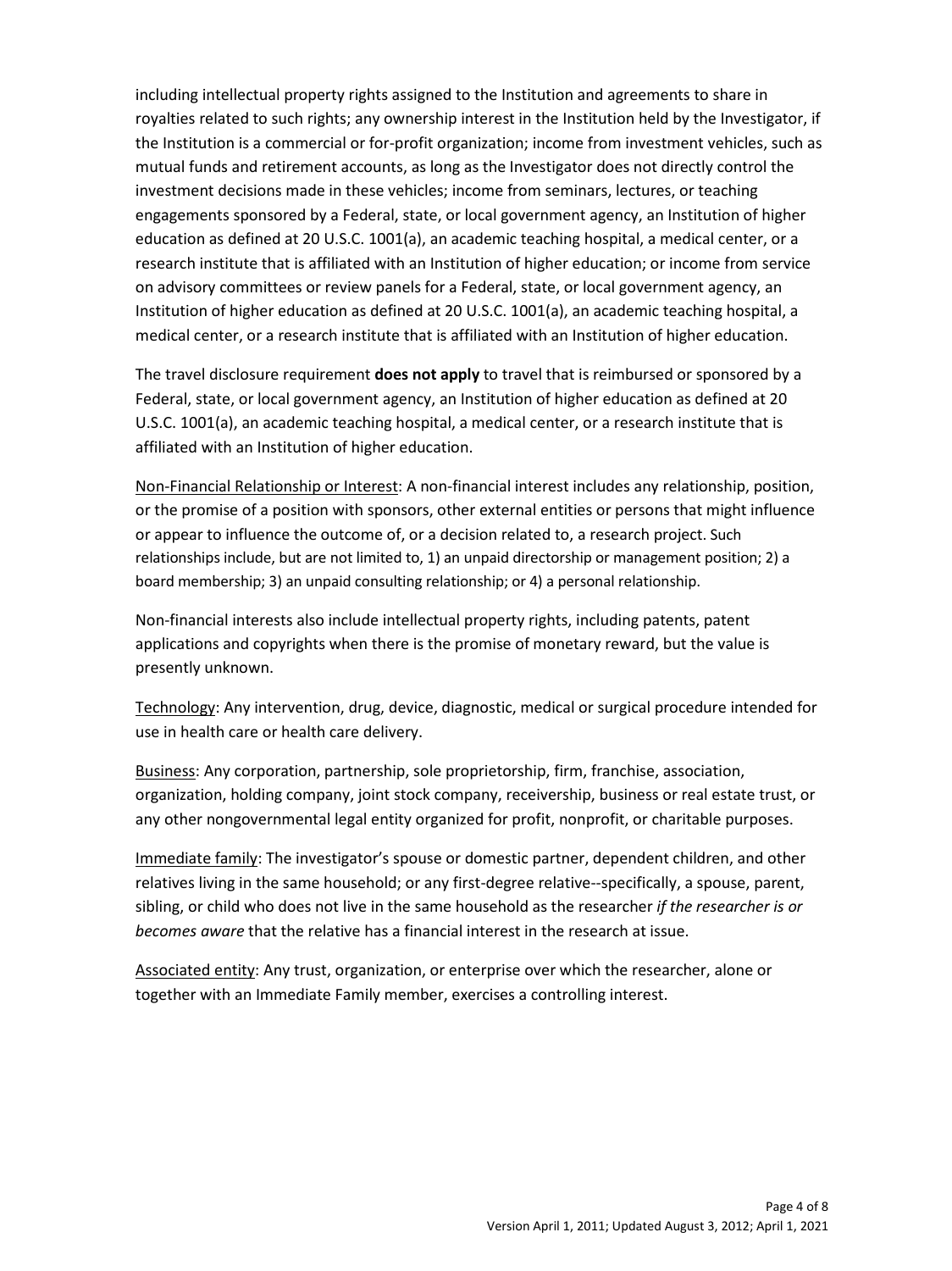including intellectual property rights assigned to the Institution and agreements to share in royalties related to such rights; any ownership interest in the Institution held by the Investigator, if the Institution is a commercial or for-profit organization; income from investment vehicles, such as mutual funds and retirement accounts, as long as the Investigator does not directly control the investment decisions made in these vehicles; income from seminars, lectures, or teaching engagements sponsored by a Federal, state, or local government agency, an Institution of higher education as defined at 20 U.S.C. 1001(a), an academic teaching hospital, a medical center, or a research institute that is affiliated with an Institution of higher education; or income from service on advisory committees or review panels for a Federal, state, or local government agency, an Institution of higher education as defined at 20 U.S.C. 1001(a), an academic teaching hospital, a medical center, or a research institute that is affiliated with an Institution of higher education.

The travel disclosure requirement **does not apply** to travel that is reimbursed or sponsored by a Federal, state, or local government agency, an Institution of higher education as defined at 20 U.S.C. 1001(a), an academic teaching hospital, a medical center, or a research institute that is affiliated with an Institution of higher education.

<u>Non-Financial Relationship or Interest</u>: A non-financial interest includes any relationship, position, or the promise of a position with sponsors, other external entities or persons that might influence or appear to influence the outcome of, or a decision related to, a research project. Such relationships include, but are not limited to, 1) an unpaid directorship or management position; 2) a board membership; 3) an unpaid consulting relationship; or 4) a personal relationship.

Non-financial interests also include intellectual property rights, including patents, patent applications and copyrights when there is the promise of monetary reward, but the value is presently unknown.

<u>Technology</u>: Any intervention, drug, device, diagnostic, medical or surgical procedure intended for use in health care or health care delivery.

<u>Business</u>: Any corporation, partnership, sole proprietorship, firm, franchise, association, organization, holding company, joint stock company, receivership, business or real estate trust, or any other nongovernmental legal entity organized for profit, nonprofit, or charitable purposes.

<u>Immediate family</u>: The investigator's spouse or domestic partner, dependent children, and other relatives living in the same household; or any first-degree relative--specifically, a spouse, parent, sibling, or child who does not live in the same household as the researcher *if the researcher is or becomes aware* that the relative has a financial interest in the research at issue.

<u>Associated entity</u>: Any trust, organization, or enterprise over which the researcher, alone or together with an Immediate Family member, exercises a controlling interest.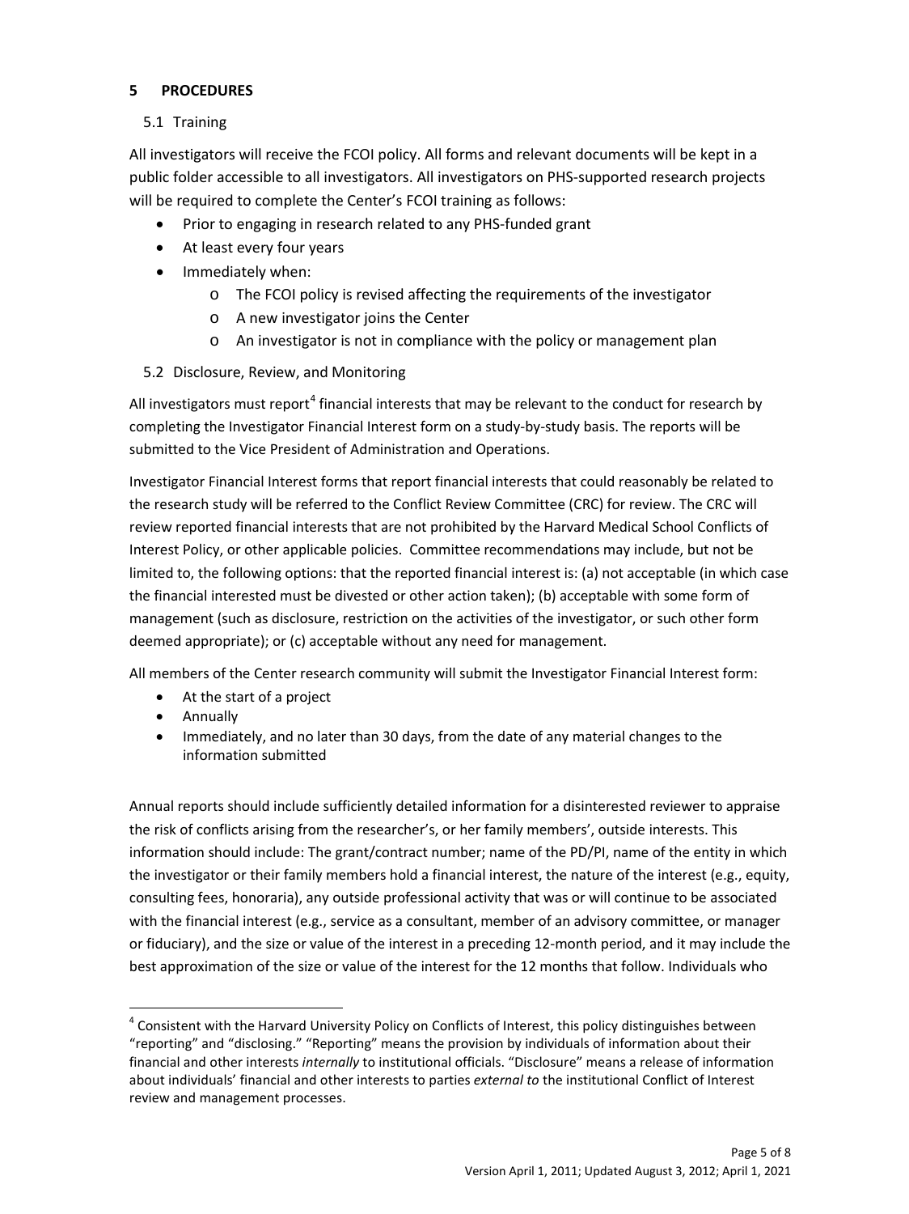## 5 PROCEDURES

### 5.1 Training

All investigators will receive the FCOI policy. All forms and relevant documents will be kept in a public folder accessible to all investigators. All investigators on PHS-supported research projects will be required to complete the Center's FCOI training as follows:

- Prior to engaging in research related to any PHS-funded grant
- At least every four years
- Immediately when:
  - The FCOI policy is revised affecting the requirements of the investigator
  - A new investigator joins the Center
  - An investigator is not in compliance with the policy or management plan

### 5.2 Disclosure, Review, and Monitoring

All investigators must report[4] financial interests that may be relevant to the conduct for research by completing the Investigator Financial Interest form on a study-by-study basis. The reports will be submitted to the Vice President of Administration and Operations.

Investigator Financial Interest forms that report financial interests that could reasonably be related to the research study will be referred to the Conflict Review Committee (CRC) for review. The CRC will review reported financial interests that are not prohibited by the Harvard Medical School Conflicts of Interest Policy, or other applicable policies. Committee recommendations may include, but not be limited to, the following options: that the reported financial interest is: (a) not acceptable (in which case the financial interested must be divested or other action taken); (b) acceptable with some form of management (such as disclosure, restriction on the activities of the investigator, or such other form deemed appropriate); or (c) acceptable without any need for management.

All members of the Center research community will submit the Investigator Financial Interest form:

- At the start of a project
- Annually
- Immediately, and no later than 30 days, from the date of any material changes to the information submitted

Annual reports should include sufficiently detailed information for a disinterested reviewer to appraise the risk of conflicts arising from the researcher's, or her family members', outside interests. This information should include: The grant/contract number; name of the PD/PI, name of the entity in which the investigator or their family members hold a financial interest, the nature of the interest (e.g., equity, consulting fees, honoraria), any outside professional activity that was or will continue to be associated with the financial interest (e.g., service as a consultant, member of an advisory committee, or manager or fiduciary), and the size or value of the interest in a preceding 12-month period, and it may include the best approximation of the size or value of the interest for the 12 months that follow. Individuals who

[4] Consistent with the Harvard University Policy on Conflicts of Interest, this policy distinguishes between "reporting" and "disclosing." "Reporting" means the provision by individuals of information about their financial and other interests *internally* to institutional officials. "Disclosure" means a release of information about individuals' financial and other interests to parties *external to* the institutional Conflict of Interest review and management processes.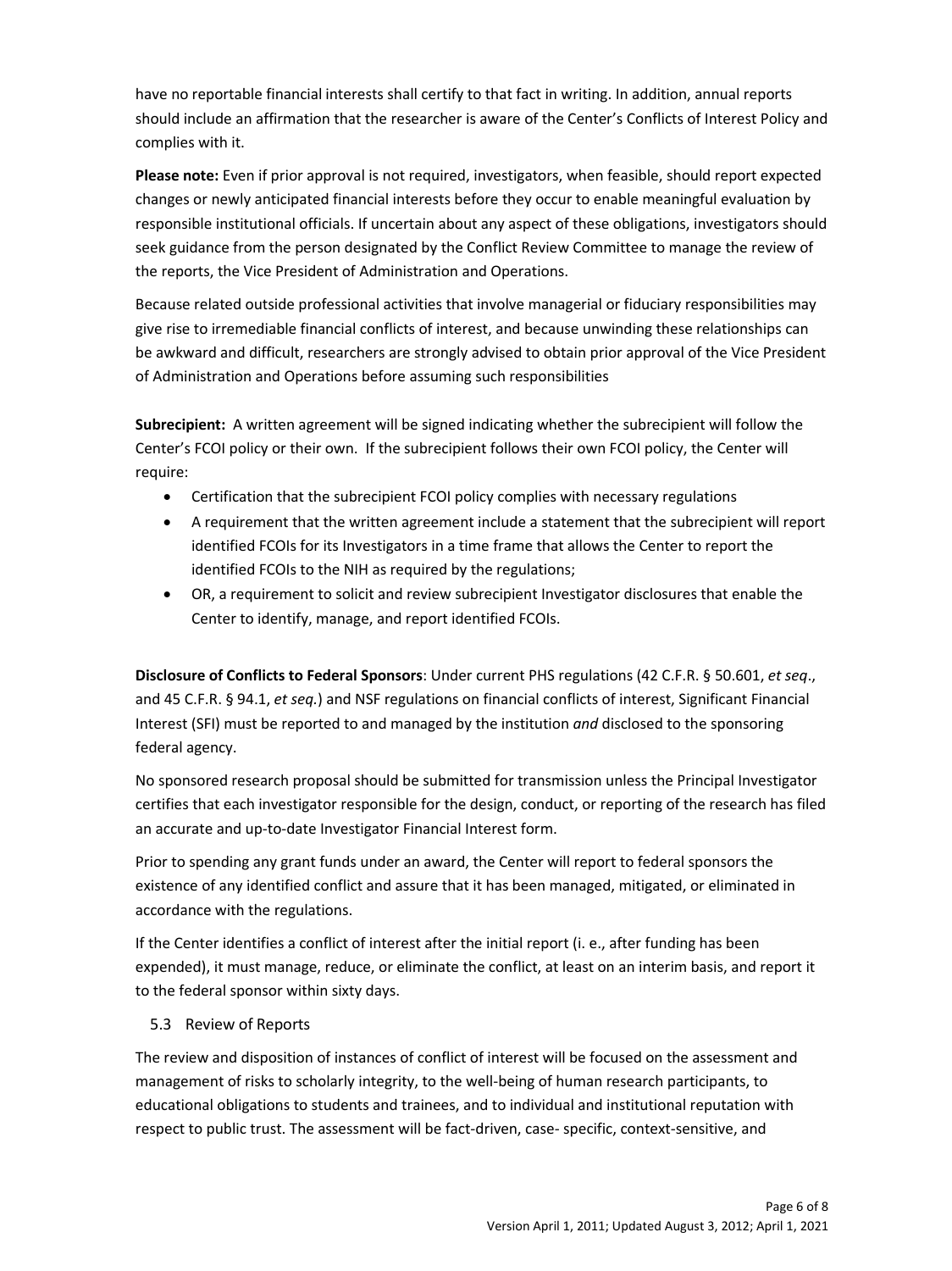have no reportable financial interests shall certify to that fact in writing. In addition, annual reports should include an affirmation that the researcher is aware of the Center's Conflicts of Interest Policy and complies with it.

**Please note:** Even if prior approval is not required, investigators, when feasible, should report expected changes or newly anticipated financial interests before they occur to enable meaningful evaluation by responsible institutional officials. If uncertain about any aspect of these obligations, investigators should seek guidance from the person designated by the Conflict Review Committee to manage the review of the reports, the Vice President of Administration and Operations.

Because related outside professional activities that involve managerial or fiduciary responsibilities may give rise to irremediable financial conflicts of interest, and because unwinding these relationships can be awkward and difficult, researchers are strongly advised to obtain prior approval of the Vice President of Administration and Operations before assuming such responsibilities

**Subrecipient:** A written agreement will be signed indicating whether the subrecipient will follow the Center's FCOI policy or their own. If the subrecipient follows their own FCOI policy, the Center will require:

- Certification that the subrecipient FCOI policy complies with necessary regulations
- A requirement that the written agreement include a statement that the subrecipient will report identified FCOIs for its Investigators in a time frame that allows the Center to report the identified FCOIs to the NIH as required by the regulations;
- OR, a requirement to solicit and review subrecipient Investigator disclosures that enable the Center to identify, manage, and report identified FCOIs.

**Disclosure of Conflicts to Federal Sponsors**: Under current PHS regulations (42 C.F.R. § 50.601, *et seq*., and 45 C.F.R. § 94.1, *et seq.*) and NSF regulations on financial conflicts of interest, Significant Financial Interest (SFI) must be reported to and managed by the institution *and* disclosed to the sponsoring federal agency.

No sponsored research proposal should be submitted for transmission unless the Principal Investigator certifies that each investigator responsible for the design, conduct, or reporting of the research has filed an accurate and up-to-date Investigator Financial Interest form.

Prior to spending any grant funds under an award, the Center will report to federal sponsors the existence of any identified conflict and assure that it has been managed, mitigated, or eliminated in accordance with the regulations.

If the Center identifies a conflict of interest after the initial report (i. e., after funding has been expended), it must manage, reduce, or eliminate the conflict, at least on an interim basis, and report it to the federal sponsor within sixty days.

### 5.3 Review of Reports

The review and disposition of instances of conflict of interest will be focused on the assessment and management of risks to scholarly integrity, to the well-being of human research participants, to educational obligations to students and trainees, and to individual and institutional reputation with respect to public trust. The assessment will be fact-driven, case- specific, context-sensitive, and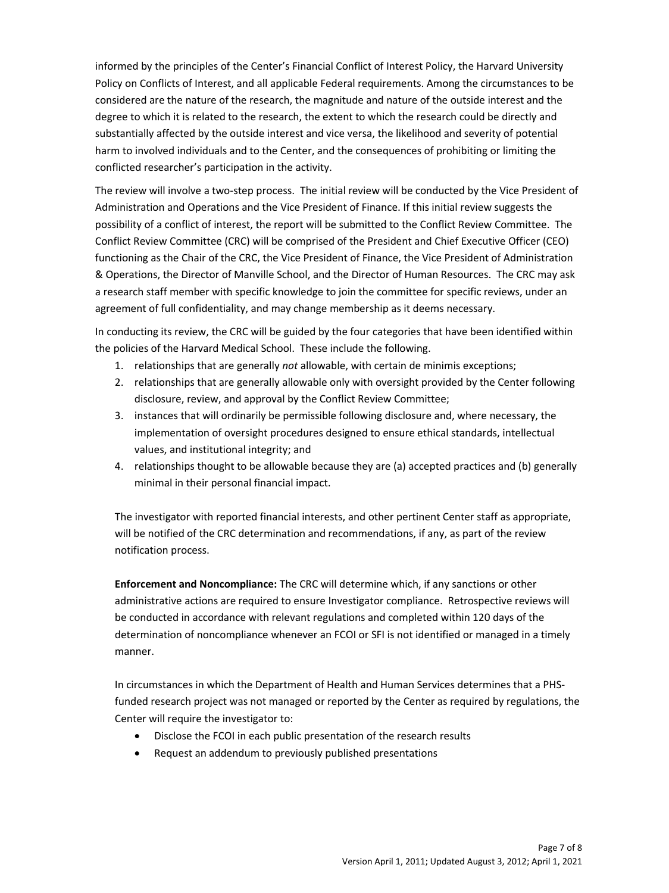informed by the principles of the Center's Financial Conflict of Interest Policy, the Harvard University Policy on Conflicts of Interest, and all applicable Federal requirements. Among the circumstances to be considered are the nature of the research, the magnitude and nature of the outside interest and the degree to which it is related to the research, the extent to which the research could be directly and substantially affected by the outside interest and vice versa, the likelihood and severity of potential harm to involved individuals and to the Center, and the consequences of prohibiting or limiting the conflicted researcher's participation in the activity.

The review will involve a two-step process. The initial review will be conducted by the Vice President of Administration and Operations and the Vice President of Finance. If this initial review suggests the possibility of a conflict of interest, the report will be submitted to the Conflict Review Committee. The Conflict Review Committee (CRC) will be comprised of the President and Chief Executive Officer (CEO) functioning as the Chair of the CRC, the Vice President of Finance, the Vice President of Administration & Operations, the Director of Manville School, and the Director of Human Resources. The CRC may ask a research staff member with specific knowledge to join the committee for specific reviews, under an agreement of full confidentiality, and may change membership as it deems necessary.

In conducting its review, the CRC will be guided by the four categories that have been identified within the policies of the Harvard Medical School. These include the following.

1. relationships that are generally *not* allowable, with certain de minimis exceptions;
2. relationships that are generally allowable only with oversight provided by the Center following disclosure, review, and approval by the Conflict Review Committee;
3. instances that will ordinarily be permissible following disclosure and, where necessary, the implementation of oversight procedures designed to ensure ethical standards, intellectual values, and institutional integrity; and
4. relationships thought to be allowable because they are (a) accepted practices and (b) generally minimal in their personal financial impact.

The investigator with reported financial interests, and other pertinent Center staff as appropriate, will be notified of the CRC determination and recommendations, if any, as part of the review notification process.

**Enforcement and Noncompliance:** The CRC will determine which, if any sanctions or other administrative actions are required to ensure Investigator compliance. Retrospective reviews will be conducted in accordance with relevant regulations and completed within 120 days of the determination of noncompliance whenever an FCOI or SFI is not identified or managed in a timely manner.

In circumstances in which the Department of Health and Human Services determines that a PHS-funded research project was not managed or reported by the Center as required by regulations, the Center will require the investigator to:

- Disclose the FCOI in each public presentation of the research results
- Request an addendum to previously published presentations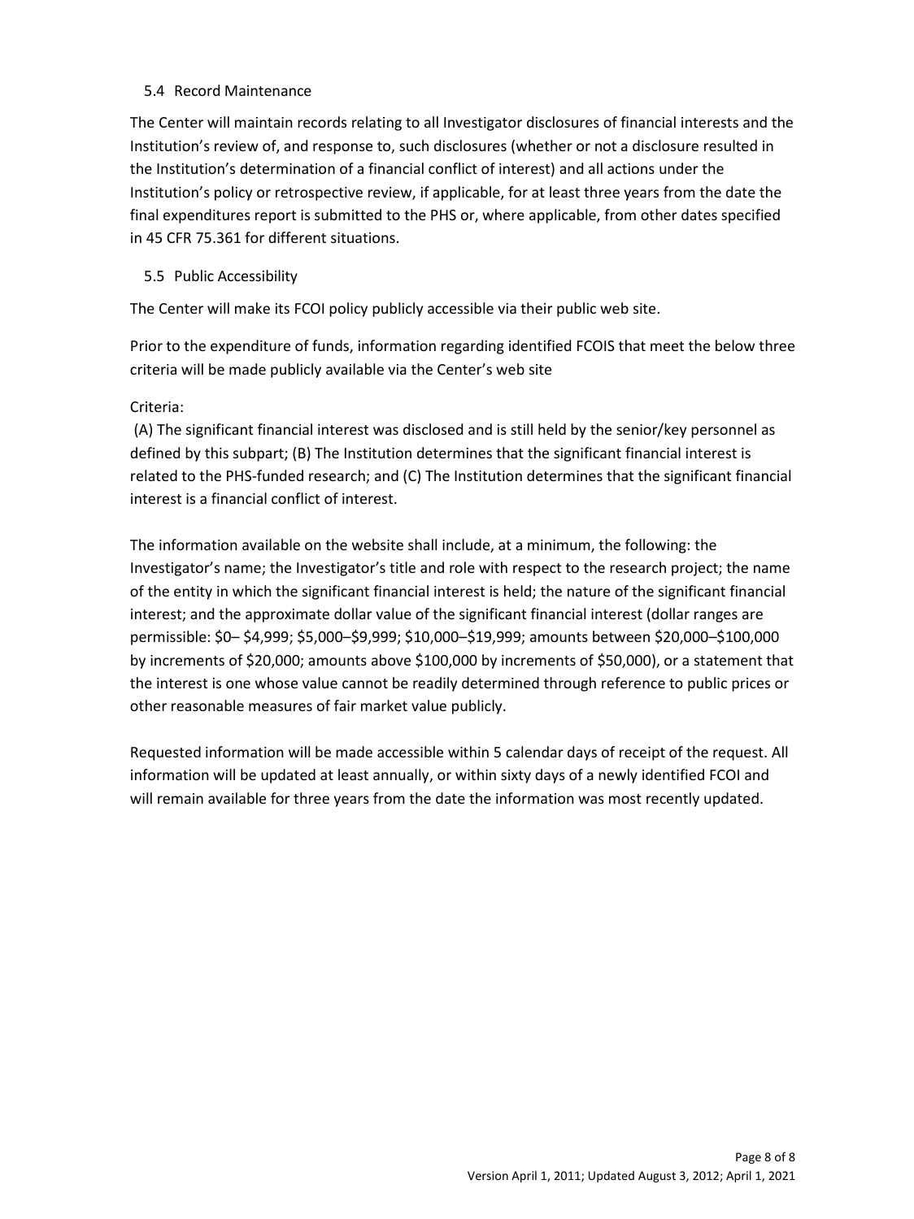### 5.4 Record Maintenance

The Center will maintain records relating to all Investigator disclosures of financial interests and the Institution's review of, and response to, such disclosures (whether or not a disclosure resulted in the Institution's determination of a financial conflict of interest) and all actions under the Institution's policy or retrospective review, if applicable, for at least three years from the date the final expenditures report is submitted to the PHS or, where applicable, from other dates specified in 45 CFR 75.361 for different situations.

### 5.5 Public Accessibility

The Center will make its FCOI policy publicly accessible via their public web site.

Prior to the expenditure of funds, information regarding identified FCOIS that meet the below three criteria will be made publicly available via the Center's web site

Criteria:

(A) The significant financial interest was disclosed and is still held by the senior/key personnel as defined by this subpart; (B) The Institution determines that the significant financial interest is related to the PHS-funded research; and (C) The Institution determines that the significant financial interest is a financial conflict of interest.

The information available on the website shall include, at a minimum, the following: the Investigator's name; the Investigator's title and role with respect to the research project; the name of the entity in which the significant financial interest is held; the nature of the significant financial interest; and the approximate dollar value of the significant financial interest (dollar ranges are permissible: $0– $4,999; $5,000–$9,999; $10,000–$19,999; amounts between $20,000–$100,000 by increments of $20,000; amounts above $100,000 by increments of $50,000), or a statement that the interest is one whose value cannot be readily determined through reference to public prices or other reasonable measures of fair market value publicly.

Requested information will be made accessible within 5 calendar days of receipt of the request. All information will be updated at least annually, or within sixty days of a newly identified FCOI and will remain available for three years from the date the information was most recently updated.